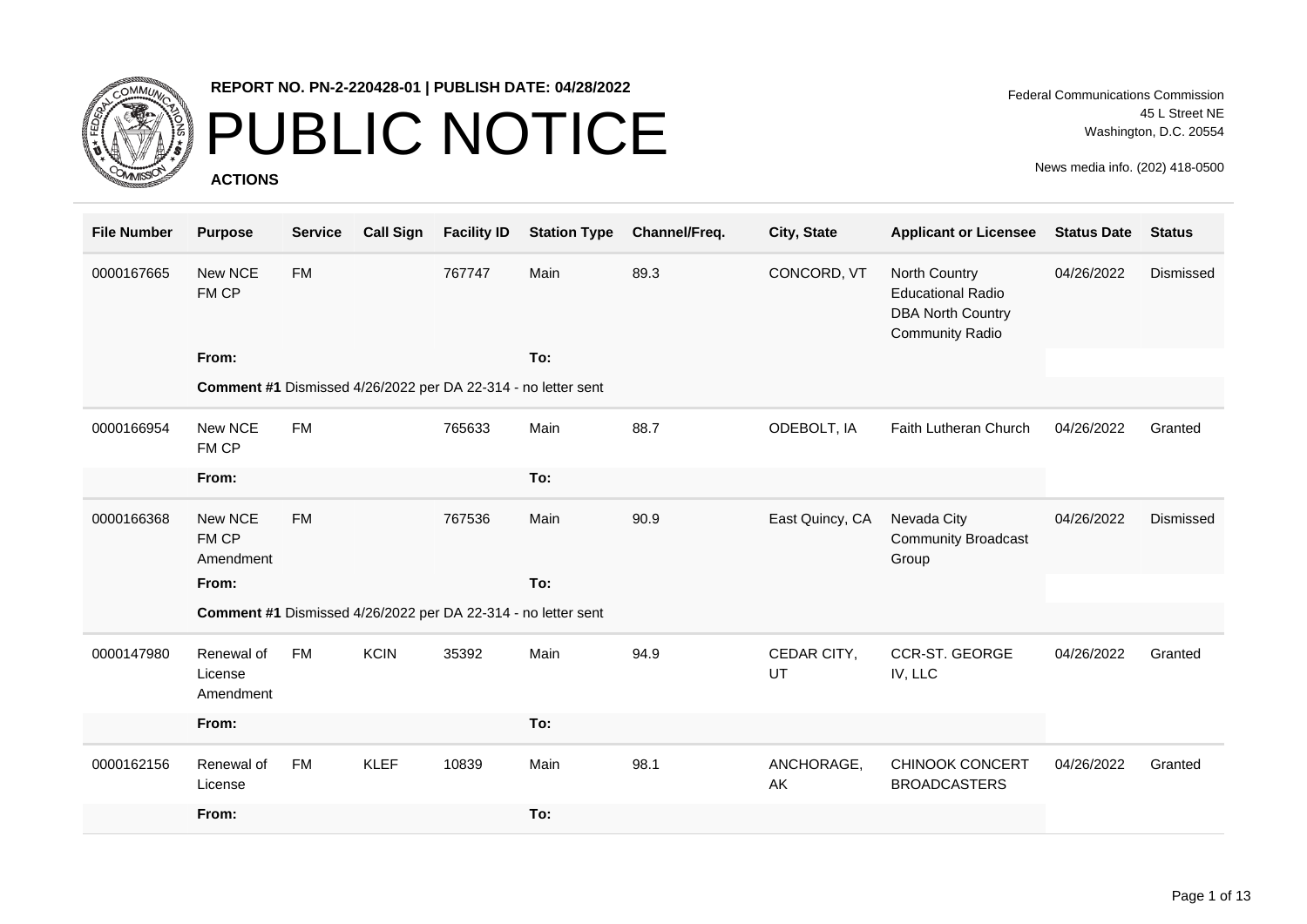**REPORT NO. PN-2-220428-01 | PUBLISH DATE: 04/28/2022**

# PUBLIC NOTICE

**ACTIONS**

Federal Communications Commission
45 L Street NE
Washington, D.C. 20554

News media info. (202) 418-0500

| File Number | Purpose | Service | Call Sign | Facility ID | Station Type | Channel/Freq. | City, State | Applicant or Licensee | Status Date | Status |
|---|---|---|---|---|---|---|---|---|---|---|
| 0000167665 | New NCE FM CP | FM | | 767747 | Main | 89.3 | CONCORD, VT | North Country Educational Radio DBA North Country Community Radio | 04/26/2022 | Dismissed |
| | **From:** | | | | **To:** | | | | | |
| | **Comment #1** Dismissed 4/26/2022 per DA 22-314 - no letter sent | | | | | | | | | |
| 0000166954 | New NCE FM CP | FM | | 765633 | Main | 88.7 | ODEBOLT, IA | Faith Lutheran Church | 04/26/2022 | Granted |
| | **From:** | | | | **To:** | | | | | |
| 0000166368 | New NCE FM CP Amendment | FM | | 767536 | Main | 90.9 | East Quincy, CA | Nevada City Community Broadcast Group | 04/26/2022 | Dismissed |
| | **From:** | | | | **To:** | | | | | |
| | **Comment #1** Dismissed 4/26/2022 per DA 22-314 - no letter sent | | | | | | | | | |
| 0000147980 | Renewal of License Amendment | FM | KCIN | 35392 | Main | 94.9 | CEDAR CITY, UT | CCR-ST. GEORGE IV, LLC | 04/26/2022 | Granted |
| | **From:** | | | | **To:** | | | | | |
| 0000162156 | Renewal of License | FM | KLEF | 10839 | Main | 98.1 | ANCHORAGE, AK | CHINOOK CONCERT BROADCASTERS | 04/26/2022 | Granted |
| | **From:** | | | | **To:** | | | | | |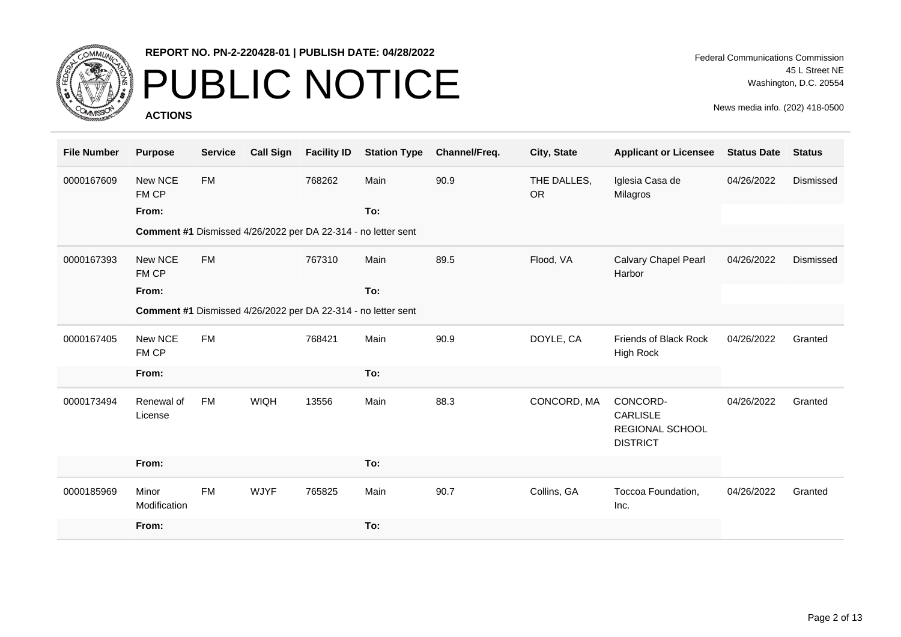REPORT NO. PN-2-220428-01 | PUBLISH DATE: 04/28/2022

# PUBLIC NOTICE

**ACTIONS**

Federal Communications Commission
45 L Street NE
Washington, D.C. 20554

News media info. (202) 418-0500

| File Number | Purpose | Service | Call Sign | Facility ID | Station Type | Channel/Freq. | City, State | Applicant or Licensee | Status Date | Status |
|---|---|---|---|---|---|---|---|---|---|---|
| 0000167609 | New NCE FM CP | FM | | 768262 | Main | 90.9 | THE DALLES, OR | Iglesia Casa de Milagros | 04/26/2022 | Dismissed |
| | **From:** | | | | **To:** | | | | | |
| | **Comment #1** Dismissed 4/26/2022 per DA 22-314 - no letter sent | | | | | | | | | |
| 0000167393 | New NCE FM CP | FM | | 767310 | Main | 89.5 | Flood, VA | Calvary Chapel Pearl Harbor | 04/26/2022 | Dismissed |
| | **From:** | | | | **To:** | | | | | |
| | **Comment #1** Dismissed 4/26/2022 per DA 22-314 - no letter sent | | | | | | | | | |
| 0000167405 | New NCE FM CP | FM | | 768421 | Main | 90.9 | DOYLE, CA | Friends of Black Rock High Rock | 04/26/2022 | Granted |
| | **From:** | | | | **To:** | | | | | |
| 0000173494 | Renewal of License | FM | WIQH | 13556 | Main | 88.3 | CONCORD, MA | CONCORD-CARLISLE REGIONAL SCHOOL DISTRICT | 04/26/2022 | Granted |
| | **From:** | | | | **To:** | | | | | |
| 0000185969 | Minor Modification | FM | WJYF | 765825 | Main | 90.7 | Collins, GA | Toccoa Foundation, Inc. | 04/26/2022 | Granted |
| | **From:** | | | | **To:** | | | | | |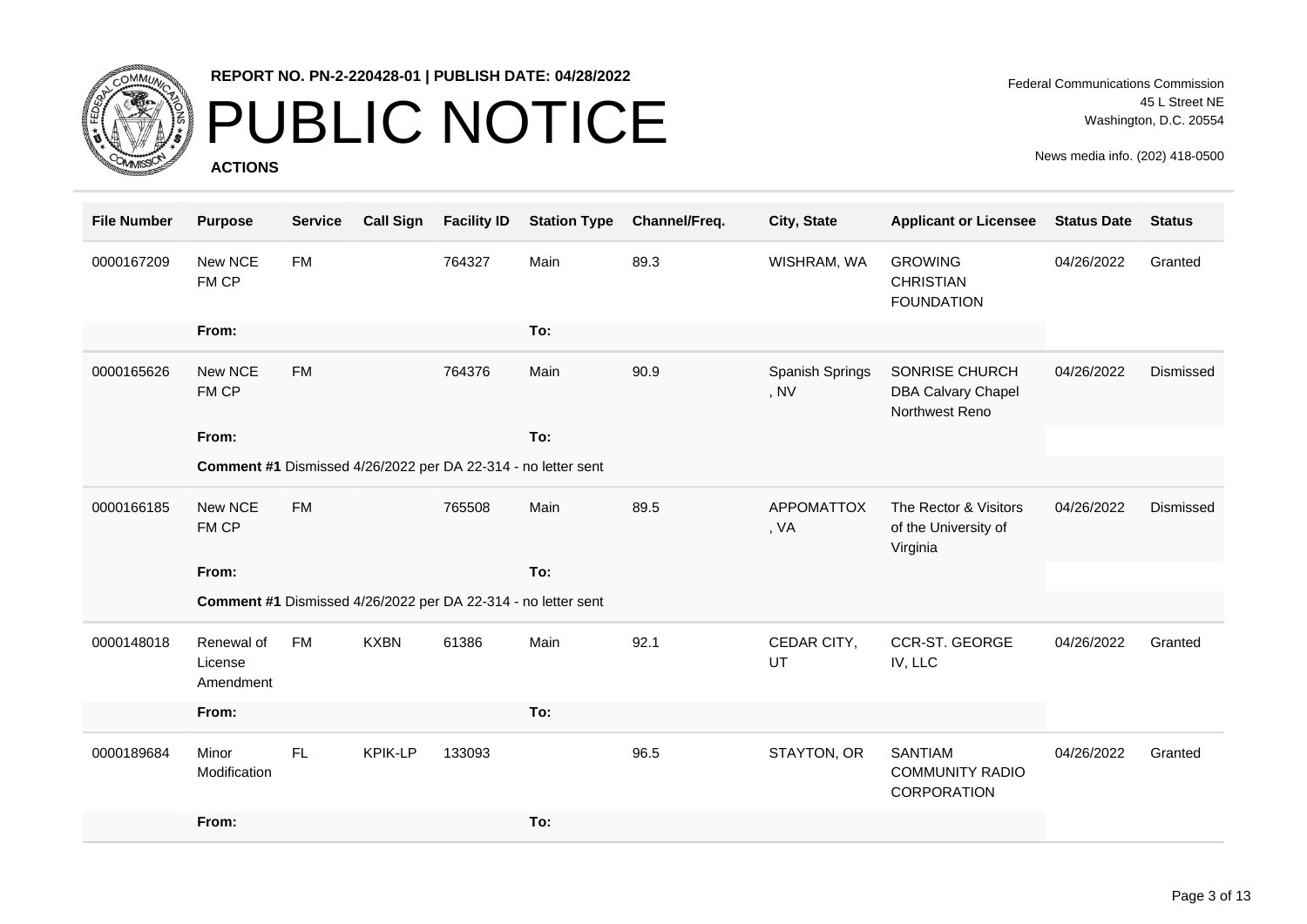REPORT NO. PN-2-220428-01 | PUBLISH DATE: 04/28/2022

# PUBLIC NOTICE

**ACTIONS**

Federal Communications Commission
45 L Street NE
Washington, D.C. 20554

News media info. (202) 418-0500

| File Number | Purpose | Service | Call Sign | Facility ID | Station Type | Channel/Freq. | City, State | Applicant or Licensee | Status Date | Status |
|---|---|---|---|---|---|---|---|---|---|---|
| 0000167209 | New NCE FM CP | FM | | 764327 | Main | 89.3 | WISHRAM, WA | GROWING CHRISTIAN FOUNDATION | 04/26/2022 | Granted |
| | **From:** | | | | **To:** | | | | | |
| 0000165626 | New NCE FM CP | FM | | 764376 | Main | 90.9 | Spanish Springs , NV | SONRISE CHURCH DBA Calvary Chapel Northwest Reno | 04/26/2022 | Dismissed |
| | **From:** | | | | **To:** | | | | | |
| | **Comment #1** Dismissed 4/26/2022 per DA 22-314 - no letter sent | | | | | | | | | |
| 0000166185 | New NCE FM CP | FM | | 765508 | Main | 89.5 | APPOMATTOX , VA | The Rector & Visitors of the University of Virginia | 04/26/2022 | Dismissed |
| | **From:** | | | | **To:** | | | | | |
| | **Comment #1** Dismissed 4/26/2022 per DA 22-314 - no letter sent | | | | | | | | | |
| 0000148018 | Renewal of License Amendment | FM | KXBN | 61386 | Main | 92.1 | CEDAR CITY, UT | CCR-ST. GEORGE IV, LLC | 04/26/2022 | Granted |
| | **From:** | | | | **To:** | | | | | |
| 0000189684 | Minor Modification | FL | KPIK-LP | 133093 | | 96.5 | STAYTON, OR | SANTIAM COMMUNITY RADIO CORPORATION | 04/26/2022 | Granted |
| | **From:** | | | | **To:** | | | | | |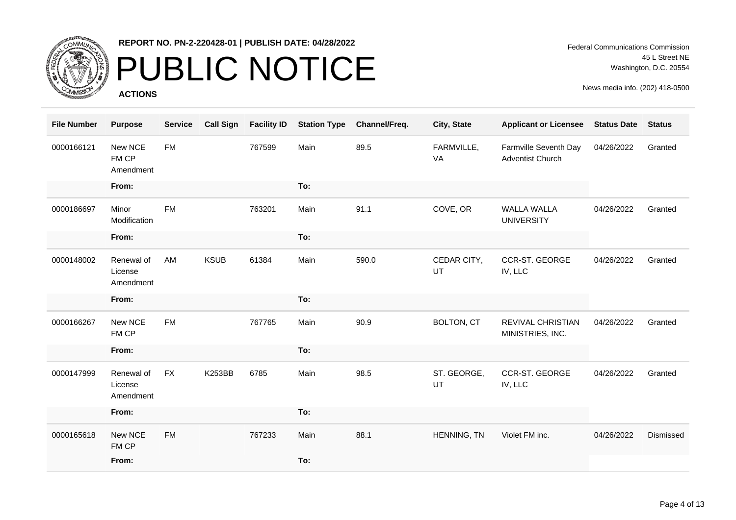REPORT NO. PN-2-220428-01 | PUBLISH DATE: 04/28/2022

# PUBLIC NOTICE

**ACTIONS**

Federal Communications Commission
45 L Street NE
Washington, D.C. 20554

News media info. (202) 418-0500

| File Number | Purpose | Service | Call Sign | Facility ID | Station Type | Channel/Freq. | City, State | Applicant or Licensee | Status Date | Status |
|---|---|---|---|---|---|---|---|---|---|---|
| 0000166121 | New NCE FM CP Amendment | FM | | 767599 | Main | 89.5 | FARMVILLE, VA | Farmville Seventh Day Adventist Church | 04/26/2022 | Granted |
| | From: | | | | To: | | | | | |
| 0000186697 | Minor Modification | FM | | 763201 | Main | 91.1 | COVE, OR | WALLA WALLA UNIVERSITY | 04/26/2022 | Granted |
| | From: | | | | To: | | | | | |
| 0000148002 | Renewal of License Amendment | AM | KSUB | 61384 | Main | 590.0 | CEDAR CITY, UT | CCR-ST. GEORGE IV, LLC | 04/26/2022 | Granted |
| | From: | | | | To: | | | | | |
| 0000166267 | New NCE FM CP | FM | | 767765 | Main | 90.9 | BOLTON, CT | REVIVAL CHRISTIAN MINISTRIES, INC. | 04/26/2022 | Granted |
| | From: | | | | To: | | | | | |
| 0000147999 | Renewal of License Amendment | FX | K253BB | 6785 | Main | 98.5 | ST. GEORGE, UT | CCR-ST. GEORGE IV, LLC | 04/26/2022 | Granted |
| | From: | | | | To: | | | | | |
| 0000165618 | New NCE FM CP | FM | | 767233 | Main | 88.1 | HENNING, TN | Violet FM inc. | 04/26/2022 | Dismissed |
| | From: | | | | To: | | | | | |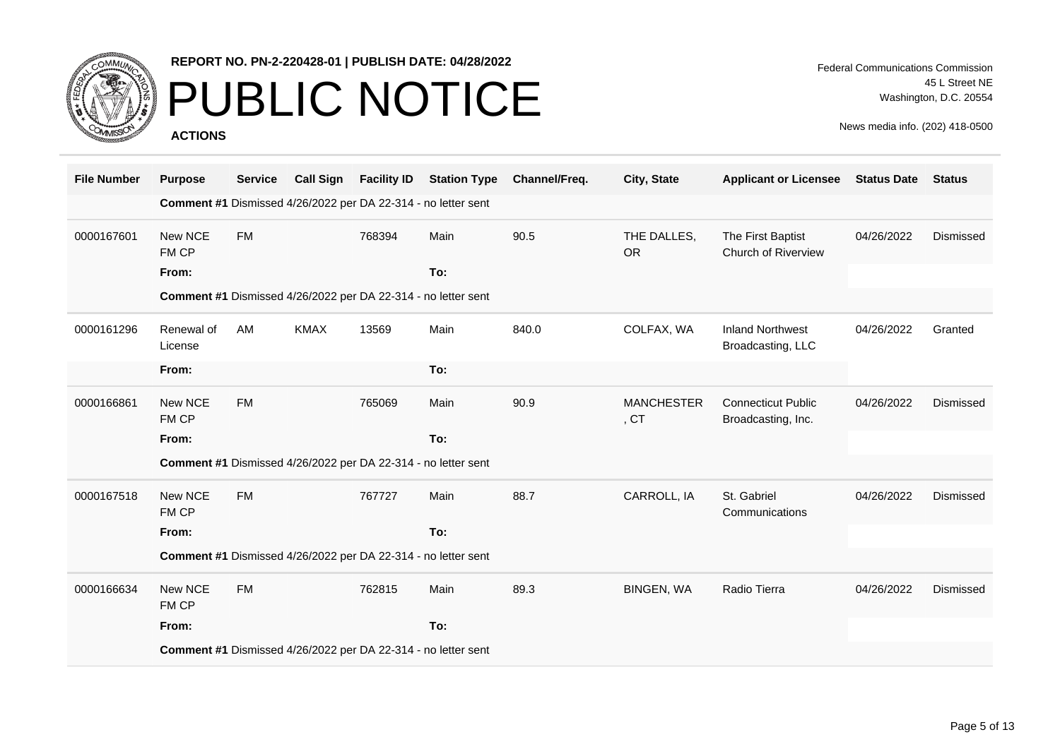REPORT NO. PN-2-220428-01 | PUBLISH DATE: 04/28/2022

# PUBLIC NOTICE

**ACTIONS**

Federal Communications Commission
45 L Street NE
Washington, D.C. 20554

News media info. (202) 418-0500

| File Number | Purpose | Service | Call Sign | Facility ID | Station Type | Channel/Freq. | City, State | Applicant or Licensee | Status Date | Status |
|---|---|---|---|---|---|---|---|---|---|---|
| | **Comment #1** Dismissed 4/26/2022 per DA 22-314 - no letter sent | | | | | | | | | |
| 0000167601 | New NCE FM CP | FM | | 768394 | Main | 90.5 | THE DALLES, OR | The First Baptist Church of Riverview | 04/26/2022 | Dismissed |
| | **From:** | | | | **To:** | | | | | |
| | **Comment #1** Dismissed 4/26/2022 per DA 22-314 - no letter sent | | | | | | | | | |
| 0000161296 | Renewal of License | AM | KMAX | 13569 | Main | 840.0 | COLFAX, WA | Inland Northwest Broadcasting, LLC | 04/26/2022 | Granted |
| | **From:** | | | | **To:** | | | | | |
| 0000166861 | New NCE FM CP | FM | | 765069 | Main | 90.9 | MANCHESTER, CT | Connecticut Public Broadcasting, Inc. | 04/26/2022 | Dismissed |
| | **From:** | | | | **To:** | | | | | |
| | **Comment #1** Dismissed 4/26/2022 per DA 22-314 - no letter sent | | | | | | | | | |
| 0000167518 | New NCE FM CP | FM | | 767727 | Main | 88.7 | CARROLL, IA | St. Gabriel Communications | 04/26/2022 | Dismissed |
| | **From:** | | | | **To:** | | | | | |
| | **Comment #1** Dismissed 4/26/2022 per DA 22-314 - no letter sent | | | | | | | | | |
| 0000166634 | New NCE FM CP | FM | | 762815 | Main | 89.3 | BINGEN, WA | Radio Tierra | 04/26/2022 | Dismissed |
| | **From:** | | | | **To:** | | | | | |
| | **Comment #1** Dismissed 4/26/2022 per DA 22-314 - no letter sent | | | | | | | | | |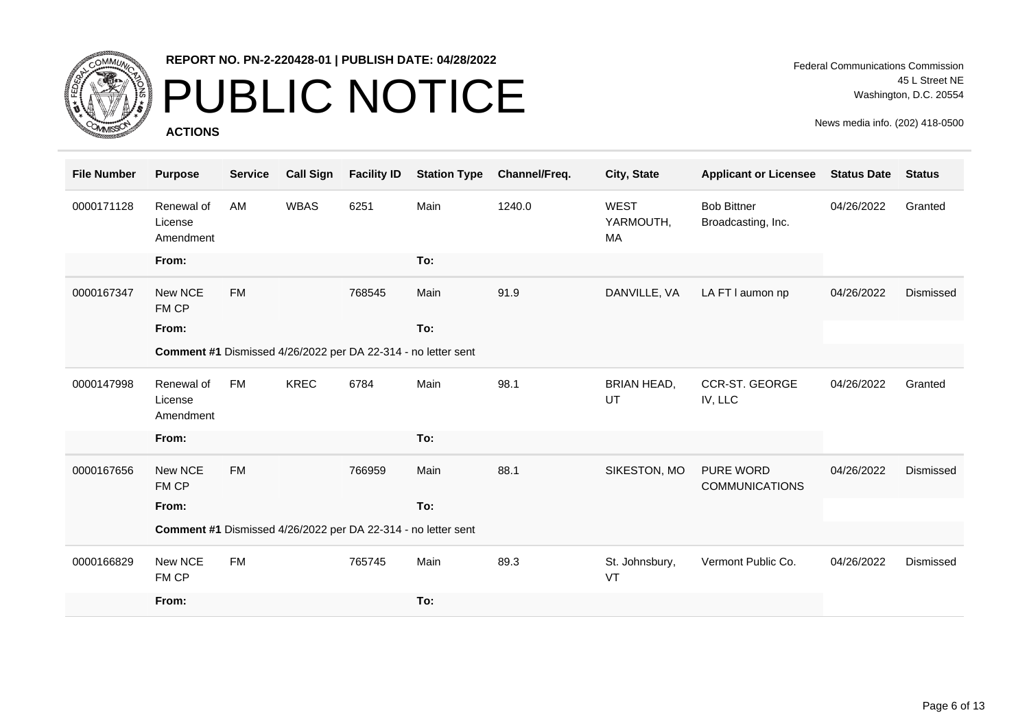**REPORT NO. PN-2-220428-01 | PUBLISH DATE: 04/28/2022**

# PUBLIC NOTICE

**ACTIONS**

Federal Communications Commission
45 L Street NE
Washington, D.C. 20554

News media info. (202) 418-0500

| File Number | Purpose | Service | Call Sign | Facility ID | Station Type | Channel/Freq. | City, State | Applicant or Licensee | Status Date | Status |
|---|---|---|---|---|---|---|---|---|---|---|
| 0000171128 | Renewal of License Amendment | AM | WBAS | 6251 | Main | 1240.0 | WEST YARMOUTH, MA | Bob Bittner Broadcasting, Inc. | 04/26/2022 | Granted |
| | **From:** | | | | **To:** | | | | | |
| 0000167347 | New NCE FM CP | FM | | 768545 | Main | 91.9 | DANVILLE, VA | LA FT l aumon np | 04/26/2022 | Dismissed |
| | **From:** | | | | **To:** | | | | | |
| | **Comment #1** Dismissed 4/26/2022 per DA 22-314 - no letter sent | | | | | | | | | |
| 0000147998 | Renewal of License Amendment | FM | KREC | 6784 | Main | 98.1 | BRIAN HEAD, UT | CCR-ST. GEORGE IV, LLC | 04/26/2022 | Granted |
| | **From:** | | | | **To:** | | | | | |
| 0000167656 | New NCE FM CP | FM | | 766959 | Main | 88.1 | SIKESTON, MO | PURE WORD COMMUNICATIONS | 04/26/2022 | Dismissed |
| | **From:** | | | | **To:** | | | | | |
| | **Comment #1** Dismissed 4/26/2022 per DA 22-314 - no letter sent | | | | | | | | | |
| 0000166829 | New NCE FM CP | FM | | 765745 | Main | 89.3 | St. Johnsbury, VT | Vermont Public Co. | 04/26/2022 | Dismissed |
| | **From:** | | | | **To:** | | | | | |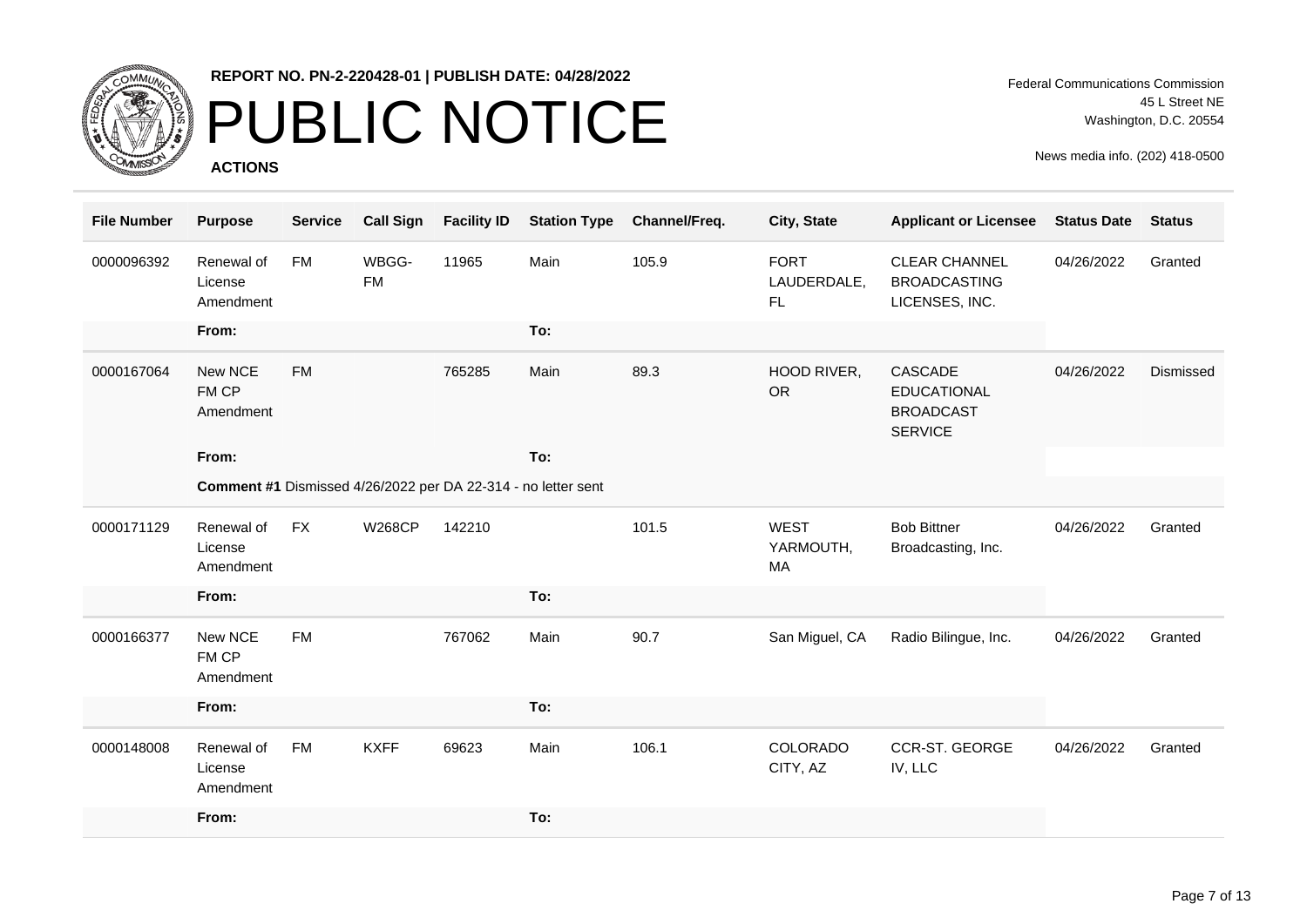**REPORT NO. PN-2-220428-01 | PUBLISH DATE: 04/28/2022**

# PUBLIC NOTICE

**ACTIONS**

Federal Communications Commission
45 L Street NE
Washington, D.C. 20554

News media info. (202) 418-0500

| File Number | Purpose | Service | Call Sign | Facility ID | Station Type | Channel/Freq. | City, State | Applicant or Licensee | Status Date | Status |
|---|---|---|---|---|---|---|---|---|---|---|
| 0000096392 | Renewal of License Amendment | FM | WBGG-FM | 11965 | Main | 105.9 | FORT LAUDERDALE, FL | CLEAR CHANNEL BROADCASTING LICENSES, INC. | 04/26/2022 | Granted |
| | **From:** | | | | **To:** | | | | | |
| 0000167064 | New NCE FM CP Amendment | FM | | 765285 | Main | 89.3 | HOOD RIVER, OR | CASCADE EDUCATIONAL BROADCAST SERVICE | 04/26/2022 | Dismissed |
| | **From:** | | | | **To:** | | | | | |
| | **Comment #1** Dismissed 4/26/2022 per DA 22-314 - no letter sent | | | | | | | | | |
| 0000171129 | Renewal of License Amendment | FX | W268CP | 142210 | | 101.5 | WEST YARMOUTH, MA | Bob Bittner Broadcasting, Inc. | 04/26/2022 | Granted |
| | **From:** | | | | **To:** | | | | | |
| 0000166377 | New NCE FM CP Amendment | FM | | 767062 | Main | 90.7 | San Miguel, CA | Radio Bilingue, Inc. | 04/26/2022 | Granted |
| | **From:** | | | | **To:** | | | | | |
| 0000148008 | Renewal of License Amendment | FM | KXFF | 69623 | Main | 106.1 | COLORADO CITY, AZ | CCR-ST. GEORGE IV, LLC | 04/26/2022 | Granted |
| | **From:** | | | | **To:** | | | | | |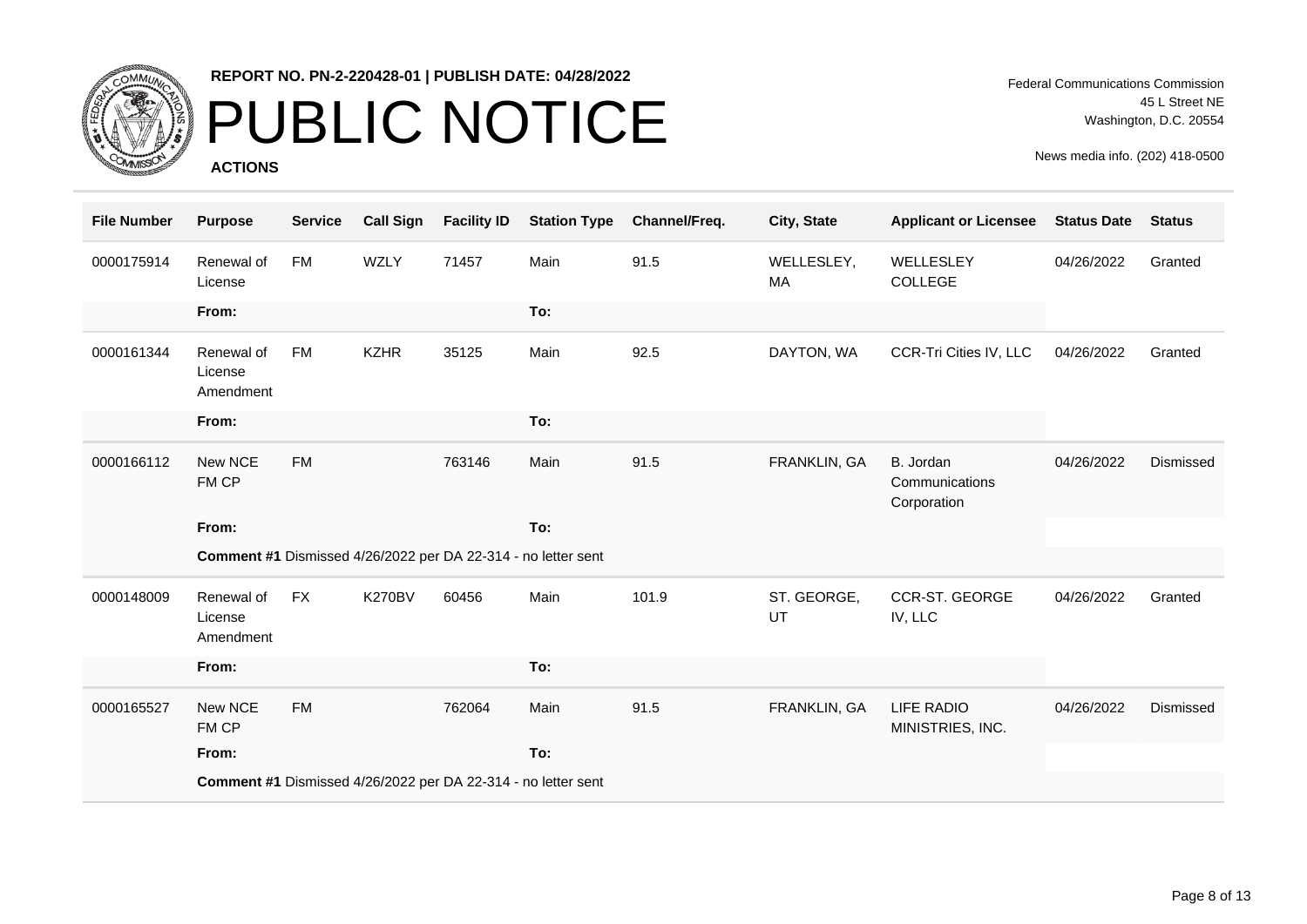REPORT NO. PN-2-220428-01 | PUBLISH DATE: 04/28/2022

# PUBLIC NOTICE

**ACTIONS**

Federal Communications Commission
45 L Street NE
Washington, D.C. 20554

News media info. (202) 418-0500

| File Number | Purpose | Service | Call Sign | Facility ID | Station Type | Channel/Freq. | City, State | Applicant or Licensee | Status Date | Status |
|---|---|---|---|---|---|---|---|---|---|---|
| 0000175914 | Renewal of License | FM | WZLY | 71457 | Main | 91.5 | WELLESLEY, MA | WELLESLEY COLLEGE | 04/26/2022 | Granted |
| | **From:** | | | | **To:** | | | | | |
| 0000161344 | Renewal of License Amendment | FM | KZHR | 35125 | Main | 92.5 | DAYTON, WA | CCR-Tri Cities IV, LLC | 04/26/2022 | Granted |
| | **From:** | | | | **To:** | | | | | |
| 0000166112 | New NCE FM CP | FM | | 763146 | Main | 91.5 | FRANKLIN, GA | B. Jordan Communications Corporation | 04/26/2022 | Dismissed |
| | **From:** | | | | **To:** | | | | | |
| | **Comment #1** Dismissed 4/26/2022 per DA 22-314 - no letter sent | | | | | | | | | |
| 0000148009 | Renewal of License Amendment | FX | K270BV | 60456 | Main | 101.9 | ST. GEORGE, UT | CCR-ST. GEORGE IV, LLC | 04/26/2022 | Granted |
| | **From:** | | | | **To:** | | | | | |
| 0000165527 | New NCE FM CP | FM | | 762064 | Main | 91.5 | FRANKLIN, GA | LIFE RADIO MINISTRIES, INC. | 04/26/2022 | Dismissed |
| | **From:** | | | | **To:** | | | | | |
| | **Comment #1** Dismissed 4/26/2022 per DA 22-314 - no letter sent | | | | | | | | | |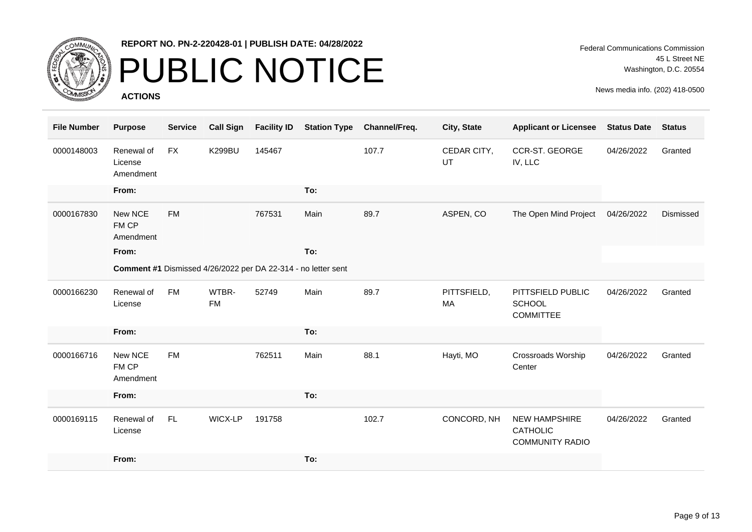REPORT NO. PN-2-220428-01 | PUBLISH DATE: 04/28/2022

# PUBLIC NOTICE

**ACTIONS**

Federal Communications Commission
45 L Street NE
Washington, D.C. 20554

News media info. (202) 418-0500

| File Number | Purpose | Service | Call Sign | Facility ID | Station Type | Channel/Freq. | City, State | Applicant or Licensee | Status Date | Status |
|---|---|---|---|---|---|---|---|---|---|---|
| 0000148003 | Renewal of License Amendment | FX | K299BU | 145467 | | 107.7 | CEDAR CITY, UT | CCR-ST. GEORGE IV, LLC | 04/26/2022 | Granted |
| | **From:** | | | | **To:** | | | | | |
| 0000167830 | New NCE FM CP Amendment | FM | | 767531 | Main | 89.7 | ASPEN, CO | The Open Mind Project | 04/26/2022 | Dismissed |
| | **From:** | | | | **To:** | | | | | |
| | **Comment #1** Dismissed 4/26/2022 per DA 22-314 - no letter sent | | | | | | | | | |
| 0000166230 | Renewal of License | FM | WTBR-FM | 52749 | Main | 89.7 | PITTSFIELD, MA | PITTSFIELD PUBLIC SCHOOL COMMITTEE | 04/26/2022 | Granted |
| | **From:** | | | | **To:** | | | | | |
| 0000166716 | New NCE FM CP Amendment | FM | | 762511 | Main | 88.1 | Hayti, MO | Crossroads Worship Center | 04/26/2022 | Granted |
| | **From:** | | | | **To:** | | | | | |
| 0000169115 | Renewal of License | FL | WICX-LP | 191758 | | 102.7 | CONCORD, NH | NEW HAMPSHIRE CATHOLIC COMMUNITY RADIO | 04/26/2022 | Granted |
| | **From:** | | | | **To:** | | | | | |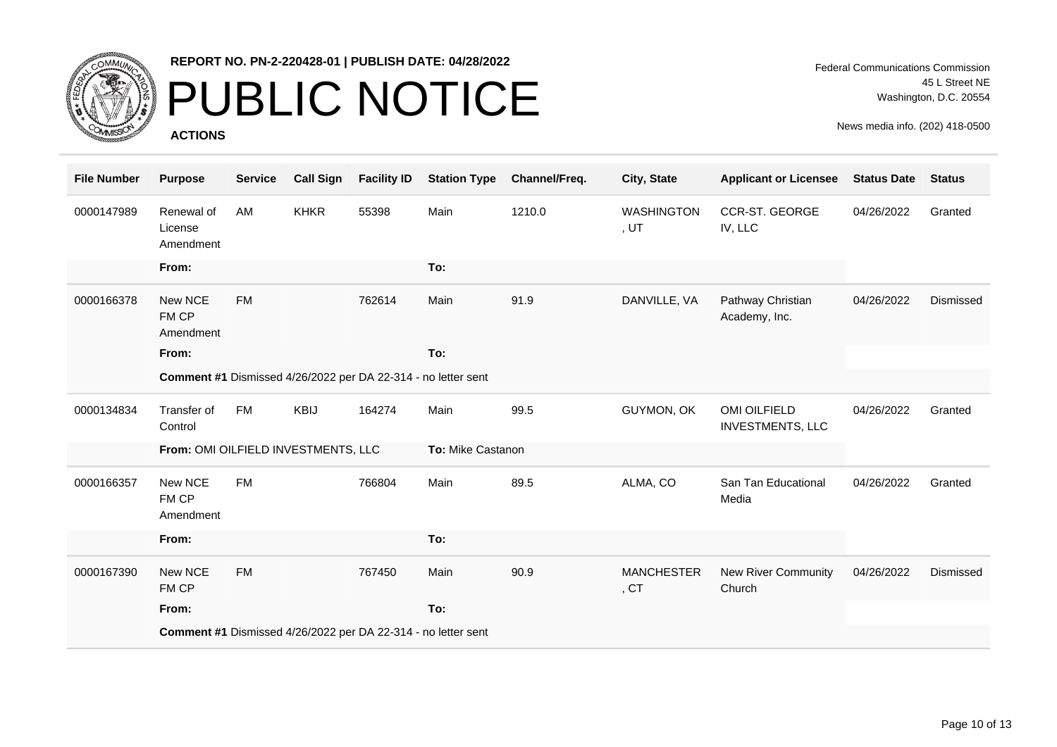**REPORT NO. PN-2-220428-01 | PUBLISH DATE: 04/28/2022**

# PUBLIC NOTICE

**ACTIONS**

Federal Communications Commission
45 L Street NE
Washington, D.C. 20554

News media info. (202) 418-0500

| File Number | Purpose | Service | Call Sign | Facility ID | Station Type | Channel/Freq. | City, State | Applicant or Licensee | Status Date | Status |
|---|---|---|---|---|---|---|---|---|---|---|
| 0000147989 | Renewal of License Amendment | AM | KHKR | 55398 | Main | 1210.0 | WASHINGTON , UT | CCR-ST. GEORGE IV, LLC | 04/26/2022 | Granted |
| | **From:** | | | | **To:** | | | | | |
| 0000166378 | New NCE FM CP Amendment | FM | | 762614 | Main | 91.9 | DANVILLE, VA | Pathway Christian Academy, Inc. | 04/26/2022 | Dismissed |
| | **From:** | | | | **To:** | | | | | |
| | **Comment #1** Dismissed 4/26/2022 per DA 22-314 - no letter sent | | | | | | | | | |
| 0000134834 | Transfer of Control | FM | KBIJ | 164274 | Main | 99.5 | GUYMON, OK | OMI OILFIELD INVESTMENTS, LLC | 04/26/2022 | Granted |
| | **From:** OMI OILFIELD INVESTMENTS, LLC | | | | **To:** Mike Castanon | | | | | |
| 0000166357 | New NCE FM CP Amendment | FM | | 766804 | Main | 89.5 | ALMA, CO | San Tan Educational Media | 04/26/2022 | Granted |
| | **From:** | | | | **To:** | | | | | |
| 0000167390 | New NCE FM CP | FM | | 767450 | Main | 90.9 | MANCHESTER , CT | New River Community Church | 04/26/2022 | Dismissed |
| | **From:** | | | | **To:** | | | | | |
| | **Comment #1** Dismissed 4/26/2022 per DA 22-314 - no letter sent | | | | | | | | | |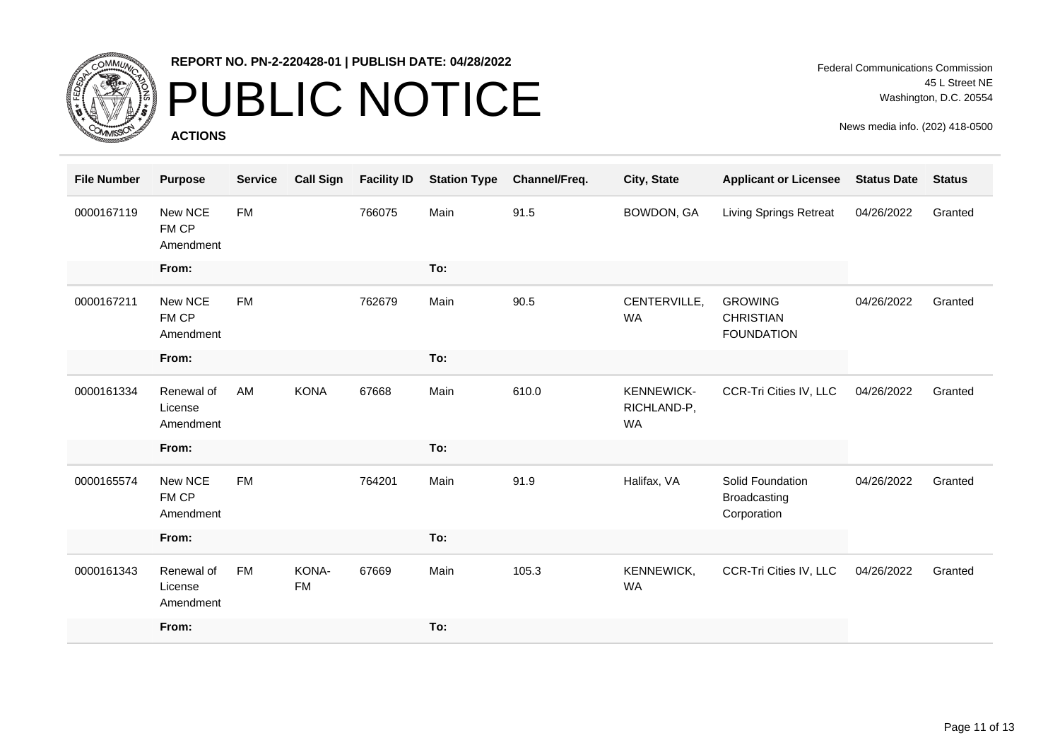**REPORT NO. PN-2-220428-01 | PUBLISH DATE: 04/28/2022**

# PUBLIC NOTICE

**ACTIONS**

Federal Communications Commission
45 L Street NE
Washington, D.C. 20554

News media info. (202) 418-0500

| File Number | Purpose | Service | Call Sign | Facility ID | Station Type | Channel/Freq. | City, State | Applicant or Licensee | Status Date | Status |
|---|---|---|---|---|---|---|---|---|---|---|
| 0000167119 | New NCE FM CP Amendment | FM | | 766075 | Main | 91.5 | BOWDON, GA | Living Springs Retreat | 04/26/2022 | Granted |
| | **From:** | | | | **To:** | | | | | |
| 0000167211 | New NCE FM CP Amendment | FM | | 762679 | Main | 90.5 | CENTERVILLE, WA | GROWING CHRISTIAN FOUNDATION | 04/26/2022 | Granted |
| | **From:** | | | | **To:** | | | | | |
| 0000161334 | Renewal of License Amendment | AM | KONA | 67668 | Main | 610.0 | KENNEWICK-RICHLAND-P, WA | CCR-Tri Cities IV, LLC | 04/26/2022 | Granted |
| | **From:** | | | | **To:** | | | | | |
| 0000165574 | New NCE FM CP Amendment | FM | | 764201 | Main | 91.9 | Halifax, VA | Solid Foundation Broadcasting Corporation | 04/26/2022 | Granted |
| | **From:** | | | | **To:** | | | | | |
| 0000161343 | Renewal of License Amendment | FM | KONA-FM | 67669 | Main | 105.3 | KENNEWICK, WA | CCR-Tri Cities IV, LLC | 04/26/2022 | Granted |
| | **From:** | | | | **To:** | | | | | |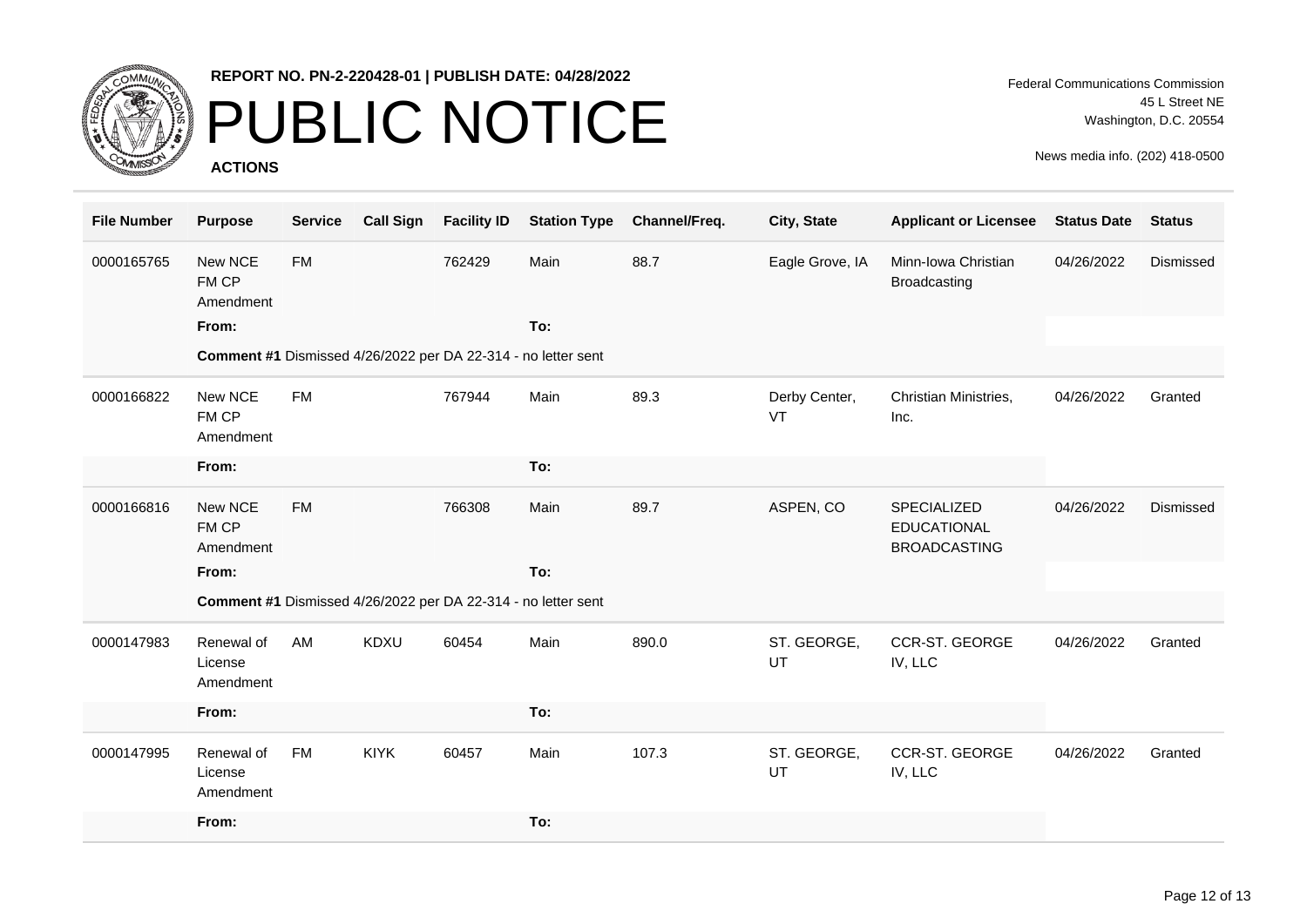**REPORT NO. PN-2-220428-01 | PUBLISH DATE: 04/28/2022**

# PUBLIC NOTICE

**ACTIONS**

Federal Communications Commission
45 L Street NE
Washington, D.C. 20554

News media info. (202) 418-0500

| File Number | Purpose | Service | Call Sign | Facility ID | Station Type | Channel/Freq. | City, State | Applicant or Licensee | Status Date | Status |
|---|---|---|---|---|---|---|---|---|---|---|
| 0000165765 | New NCE FM CP Amendment | FM | | 762429 | Main | 88.7 | Eagle Grove, IA | Minn-Iowa Christian Broadcasting | 04/26/2022 | Dismissed |
| | **From:** | | | | **To:** | | | | | |
| | **Comment #1** Dismissed 4/26/2022 per DA 22-314 - no letter sent | | | | | | | | | |
| 0000166822 | New NCE FM CP Amendment | FM | | 767944 | Main | 89.3 | Derby Center, VT | Christian Ministries, Inc. | 04/26/2022 | Granted |
| | **From:** | | | | **To:** | | | | | |
| 0000166816 | New NCE FM CP Amendment | FM | | 766308 | Main | 89.7 | ASPEN, CO | SPECIALIZED EDUCATIONAL BROADCASTING | 04/26/2022 | Dismissed |
| | **From:** | | | | **To:** | | | | | |
| | **Comment #1** Dismissed 4/26/2022 per DA 22-314 - no letter sent | | | | | | | | | |
| 0000147983 | Renewal of License Amendment | AM | KDXU | 60454 | Main | 890.0 | ST. GEORGE, UT | CCR-ST. GEORGE IV, LLC | 04/26/2022 | Granted |
| | **From:** | | | | **To:** | | | | | |
| 0000147995 | Renewal of License Amendment | FM | KIYK | 60457 | Main | 107.3 | ST. GEORGE, UT | CCR-ST. GEORGE IV, LLC | 04/26/2022 | Granted |
| | **From:** | | | | **To:** | | | | | |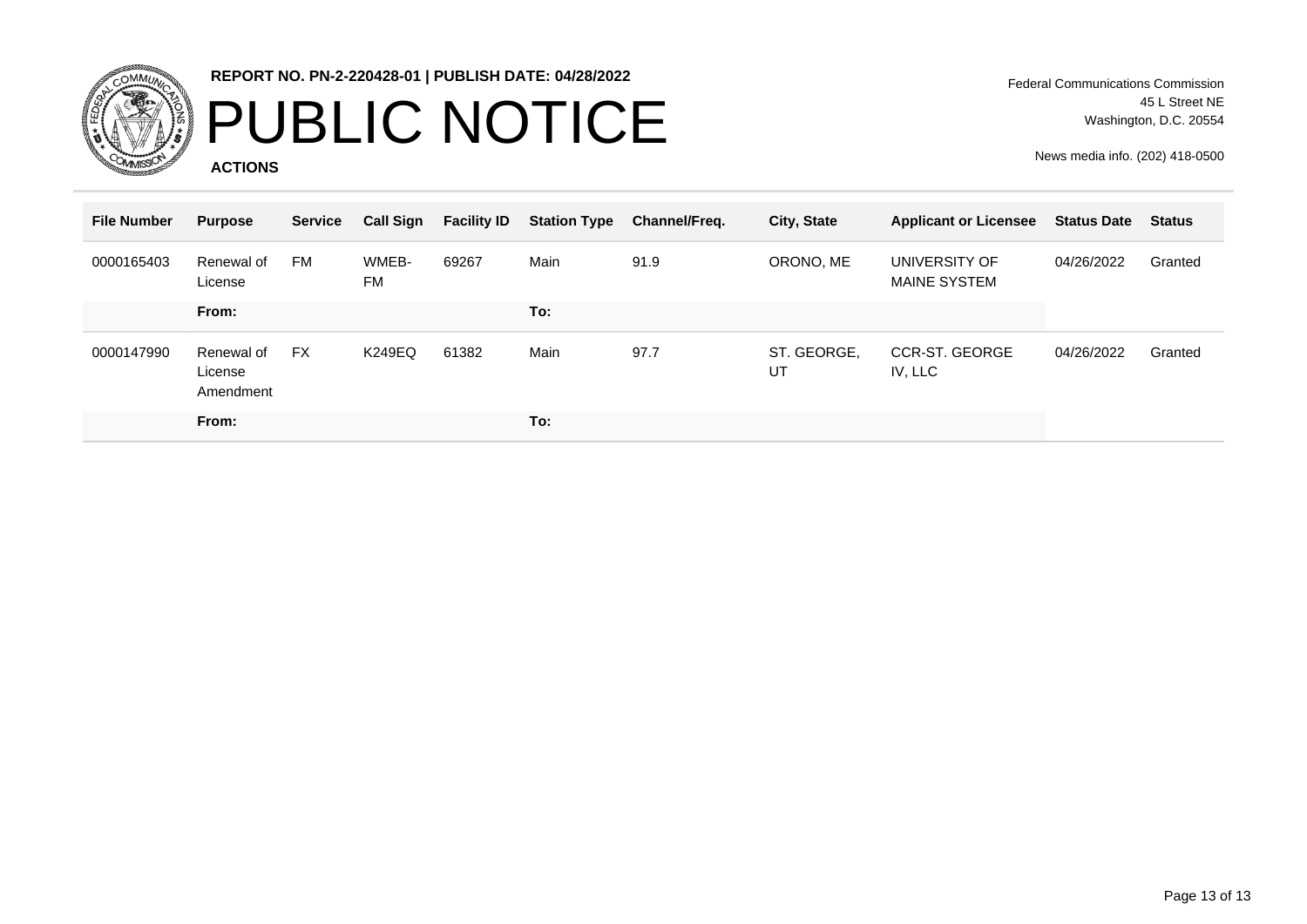**REPORT NO. PN-2-220428-01 | PUBLISH DATE: 04/28/2022**

# PUBLIC NOTICE

**ACTIONS**

Federal Communications Commission
45 L Street NE
Washington, D.C. 20554

News media info. (202) 418-0500

| File Number | Purpose | Service | Call Sign | Facility ID | Station Type | Channel/Freq. | City, State | Applicant or Licensee | Status Date | Status |
|---|---|---|---|---|---|---|---|---|---|---|
| 0000165403 | Renewal of License | FM | WMEB-FM | 69267 | Main | 91.9 | ORONO, ME | UNIVERSITY OF MAINE SYSTEM | 04/26/2022 | Granted |
| | **From:** | | | | **To:** | | | | | |
| 0000147990 | Renewal of License Amendment | FX | K249EQ | 61382 | Main | 97.7 | ST. GEORGE, UT | CCR-ST. GEORGE IV, LLC | 04/26/2022 | Granted |
| | **From:** | | | | **To:** | | | | | |